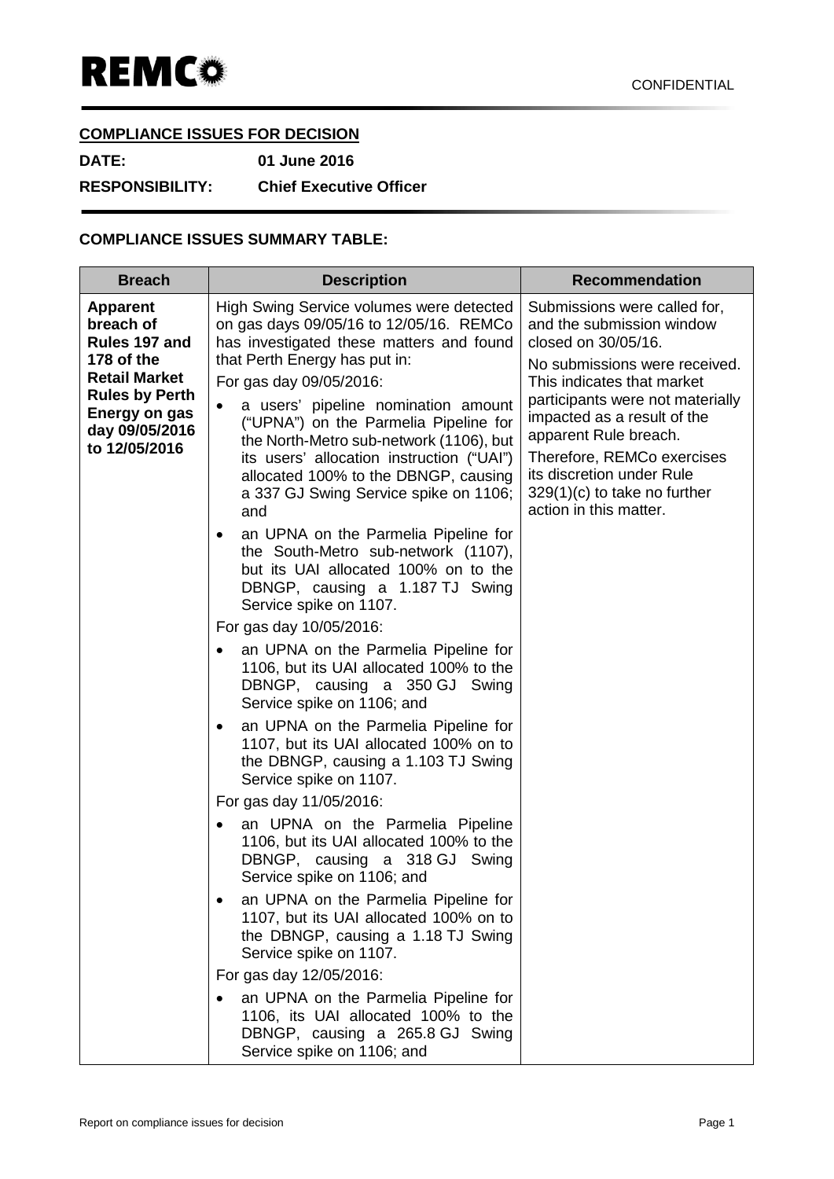**REMCo**

CONFIDENTIAL

**COMPLIANCE ISSUES FOR DECISION**

**DATE:** **01 June 2016**

**RESPONSIBILITY:** **Chief Executive Officer**

**COMPLIANCE ISSUES SUMMARY TABLE:**

| Breach | Description | Recommendation |
|---|---|---|
| **Apparent breach of Rules 197 and 178 of the Retail Market Rules by Perth Energy on gas day 09/05/2016 to 12/05/2016** | High Swing Service volumes were detected on gas days 09/05/16 to 12/05/16. REMCo has investigated these matters and found that Perth Energy has put in:<br>For gas day 09/05/2016:<br>• a users' pipeline nomination amount ("UPNA") on the Parmelia Pipeline for the North-Metro sub-network (1106), but its users' allocation instruction ("UAI") allocated 100% to the DBNGP, causing a 337 GJ Swing Service spike on 1106; and<br>• an UPNA on the Parmelia Pipeline for the South-Metro sub-network (1107), but its UAI allocated 100% on to the DBNGP, causing a 1.187 TJ Swing Service spike on 1107.<br>For gas day 10/05/2016:<br>• an UPNA on the Parmelia Pipeline for 1106, but its UAI allocated 100% to the DBNGP, causing a 350 GJ Swing Service spike on 1106; and<br>• an UPNA on the Parmelia Pipeline for 1107, but its UAI allocated 100% on to the DBNGP, causing a 1.103 TJ Swing Service spike on 1107.<br>For gas day 11/05/2016:<br>• an UPNA on the Parmelia Pipeline 1106, but its UAI allocated 100% to the DBNGP, causing a 318 GJ Swing Service spike on 1106; and<br>• an UPNA on the Parmelia Pipeline for 1107, but its UAI allocated 100% on to the DBNGP, causing a 1.18 TJ Swing Service spike on 1107.<br>For gas day 12/05/2016:<br>• an UPNA on the Parmelia Pipeline for 1106, its UAI allocated 100% to the DBNGP, causing a 265.8 GJ Swing Service spike on 1106; and | Submissions were called for, and the submission window closed on 30/05/16.<br>No submissions were received. This indicates that market participants were not materially impacted as a result of the apparent Rule breach.<br>Therefore, REMCo exercises its discretion under Rule 329(1)(c) to take no further action in this matter. |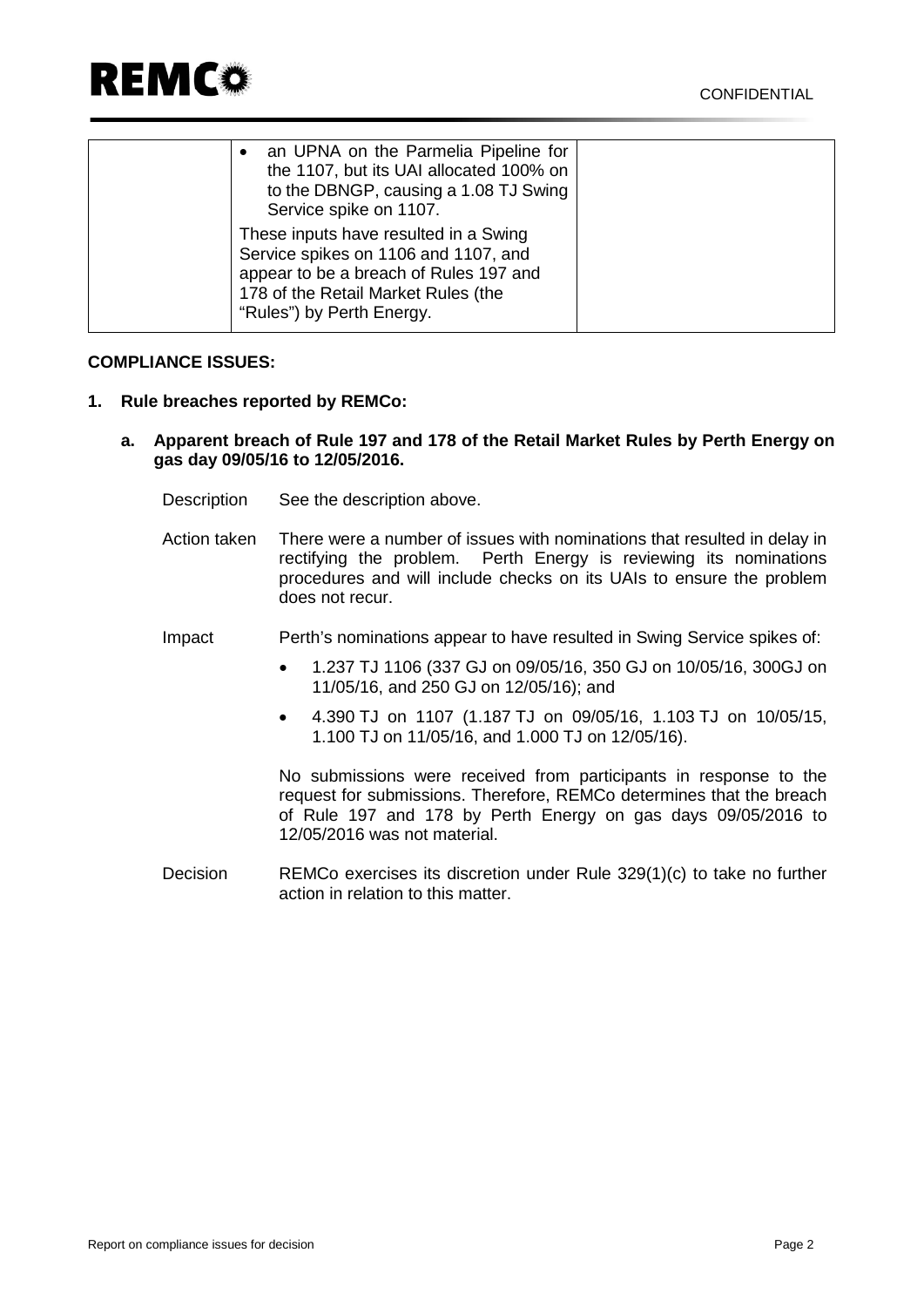| | | |
|---|---|---|
| | • an UPNA on the Parmelia Pipeline for the 1107, but its UAI allocated 100% on to the DBNGP, causing a 1.08 TJ Swing Service spike on 1107.<br><br>These inputs have resulted in a Swing Service spikes on 1106 and 1107, and appear to be a breach of Rules 197 and 178 of the Retail Market Rules (the "Rules") by Perth Energy. | |

**COMPLIANCE ISSUES:**

**1. Rule breaches reported by REMCo:**

**a. Apparent breach of Rule 197 and 178 of the Retail Market Rules by Perth Energy on gas day 09/05/16 to 12/05/2016.**

Description — See the description above.

Action taken — There were a number of issues with nominations that resulted in delay in rectifying the problem. Perth Energy is reviewing its nominations procedures and will include checks on its UAIs to ensure the problem does not recur.

Impact — Perth's nominations appear to have resulted in Swing Service spikes of:

- 1.237 TJ 1106 (337 GJ on 09/05/16, 350 GJ on 10/05/16, 300GJ on 11/05/16, and 250 GJ on 12/05/16); and
- 4.390 TJ on 1107 (1.187 TJ on 09/05/16, 1.103 TJ on 10/05/15, 1.100 TJ on 11/05/16, and 1.000 TJ on 12/05/16).

No submissions were received from participants in response to the request for submissions. Therefore, REMCo determines that the breach of Rule 197 and 178 by Perth Energy on gas days 09/05/2016 to 12/05/2016 was not material.

Decision — REMCo exercises its discretion under Rule 329(1)(c) to take no further action in relation to this matter.